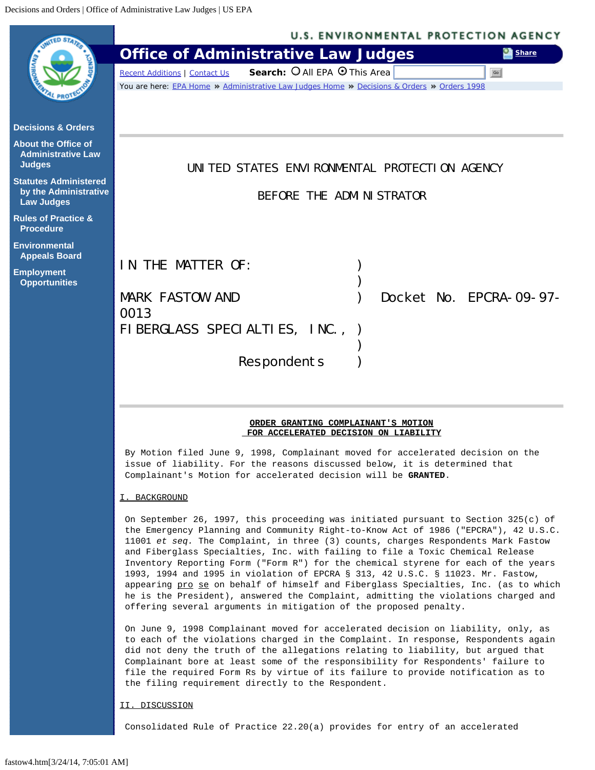UNITED STATES ENVIRONMENTAL PROTECTION AGENCY

BEFORE THE ADMINISTRATOR

IN THE MATTER OF: )
)
MARK FASTOW AND ) Docket No. EPCRA-09-97-0013
FIBERGLASS SPECIALTIES, INC., )
)
Respondents )

**ORDER GRANTING COMPLAINANT'S MOTION FOR ACCELERATED DECISION ON LIABILITY**

By Motion filed June 9, 1998, Complainant moved for accelerated decision on the issue of liability. For the reasons discussed below, it is determined that Complainant's Motion for accelerated decision will be **GRANTED**.

## I. BACKGROUND

On September 26, 1997, this proceeding was initiated pursuant to Section 325(c) of the Emergency Planning and Community Right-to-Know Act of 1986 ("EPCRA"), 42 U.S.C. 11001 *et seq.* The Complaint, in three (3) counts, charges Respondents Mark Fastow and Fiberglass Specialties, Inc. with failing to file a Toxic Chemical Release Inventory Reporting Form ("Form R") for the chemical styrene for each of the years 1993, 1994 and 1995 in violation of EPCRA § 313, 42 U.S.C. § 11023. Mr. Fastow, appearing pro se on behalf of himself and Fiberglass Specialties, Inc. (as to which he is the President), answered the Complaint, admitting the violations charged and offering several arguments in mitigation of the proposed penalty.

On June 9, 1998 Complainant moved for accelerated decision on liability, only, as to each of the violations charged in the Complaint. In response, Respondents again did not deny the truth of the allegations relating to liability, but argued that Complainant bore at least some of the responsibility for Respondents' failure to file the required Form Rs by virtue of its failure to provide notification as to the filing requirement directly to the Respondent.

## II. DISCUSSION

Consolidated Rule of Practice 22.20(a) provides for entry of an accelerated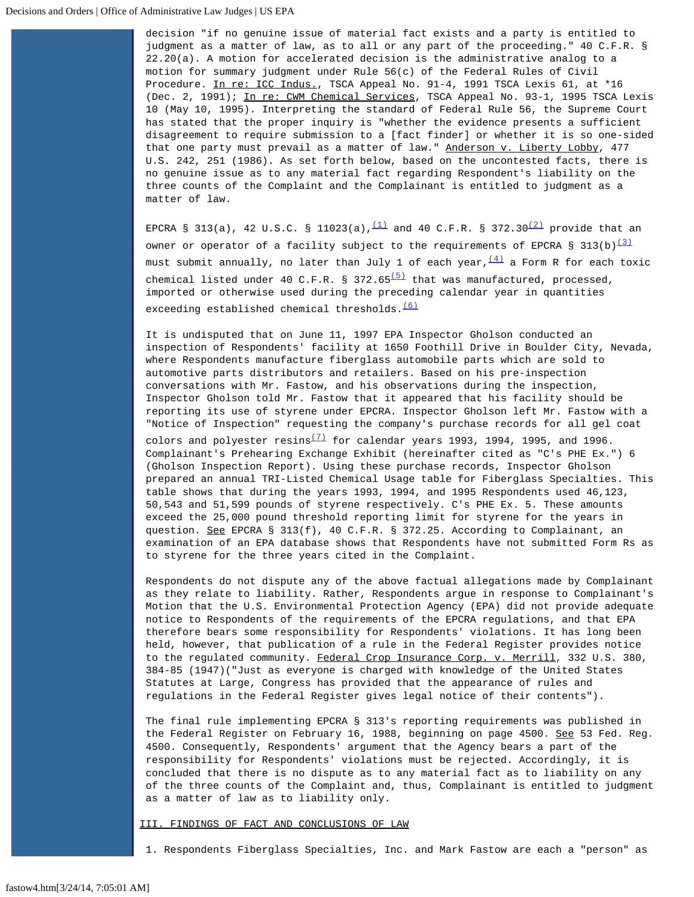decision "if no genuine issue of material fact exists and a party is entitled to judgment as a matter of law, as to all or any part of the proceeding." 40 C.F.R. § 22.20(a). A motion for accelerated decision is the administrative analog to a motion for summary judgment under Rule 56(c) of the Federal Rules of Civil Procedure. In re: ICC Indus., TSCA Appeal No. 91-4, 1991 TSCA Lexis 61, at *16 (Dec. 2, 1991); In re: CWM Chemical Services, TSCA Appeal No. 93-1, 1995 TSCA Lexis 10 (May 10, 1995). Interpreting the standard of Federal Rule 56, the Supreme Court has stated that the proper inquiry is "whether the evidence presents a sufficient disagreement to require submission to a [fact finder] or whether it is so one-sided that one party must prevail as a matter of law." Anderson v. Liberty Lobby, 477 U.S. 242, 251 (1986). As set forth below, based on the uncontested facts, there is no genuine issue as to any material fact regarding Respondent's liability on the three counts of the Complaint and the Complainant is entitled to judgment as a matter of law.

EPCRA § 313(a), 42 U.S.C. § 11023(a),(1) and 40 C.F.R. § 372.30(2) provide that an owner or operator of a facility subject to the requirements of EPCRA § 313(b)(3) must submit annually, no later than July 1 of each year,(4) a Form R for each toxic chemical listed under 40 C.F.R. § 372.65(5) that was manufactured, processed, imported or otherwise used during the preceding calendar year in quantities exceeding established chemical thresholds.(6)

It is undisputed that on June 11, 1997 EPA Inspector Gholson conducted an inspection of Respondents' facility at 1650 Foothill Drive in Boulder City, Nevada, where Respondents manufacture fiberglass automobile parts which are sold to automotive parts distributors and retailers. Based on his pre-inspection conversations with Mr. Fastow, and his observations during the inspection, Inspector Gholson told Mr. Fastow that it appeared that his facility should be reporting its use of styrene under EPCRA. Inspector Gholson left Mr. Fastow with a "Notice of Inspection" requesting the company's purchase records for all gel coat colors and polyester resins(7) for calendar years 1993, 1994, 1995, and 1996. Complainant's Prehearing Exchange Exhibit (hereinafter cited as "C's PHE Ex.") 6 (Gholson Inspection Report). Using these purchase records, Inspector Gholson prepared an annual TRI-Listed Chemical Usage table for Fiberglass Specialties. This table shows that during the years 1993, 1994, and 1995 Respondents used 46,123, 50,543 and 51,599 pounds of styrene respectively. C's PHE Ex. 5. These amounts exceed the 25,000 pound threshold reporting limit for styrene for the years in question. See EPCRA § 313(f), 40 C.F.R. § 372.25. According to Complainant, an examination of an EPA database shows that Respondents have not submitted Form Rs as to styrene for the three years cited in the Complaint.

Respondents do not dispute any of the above factual allegations made by Complainant as they relate to liability. Rather, Respondents argue in response to Complainant's Motion that the U.S. Environmental Protection Agency (EPA) did not provide adequate notice to Respondents of the requirements of the EPCRA regulations, and that EPA therefore bears some responsibility for Respondents' violations. It has long been held, however, that publication of a rule in the Federal Register provides notice to the regulated community. Federal Crop Insurance Corp. v. Merrill, 332 U.S. 380, 384-85 (1947)("Just as everyone is charged with knowledge of the United States Statutes at Large, Congress has provided that the appearance of rules and regulations in the Federal Register gives legal notice of their contents").

The final rule implementing EPCRA § 313's reporting requirements was published in the Federal Register on February 16, 1988, beginning on page 4500. See 53 Fed. Reg. 4500. Consequently, Respondents' argument that the Agency bears a part of the responsibility for Respondents' violations must be rejected. Accordingly, it is concluded that there is no dispute as to any material fact as to liability on any of the three counts of the Complaint and, thus, Complainant is entitled to judgment as a matter of law as to liability only.

## III. FINDINGS OF FACT AND CONCLUSIONS OF LAW

1. Respondents Fiberglass Specialties, Inc. and Mark Fastow are each a "person" as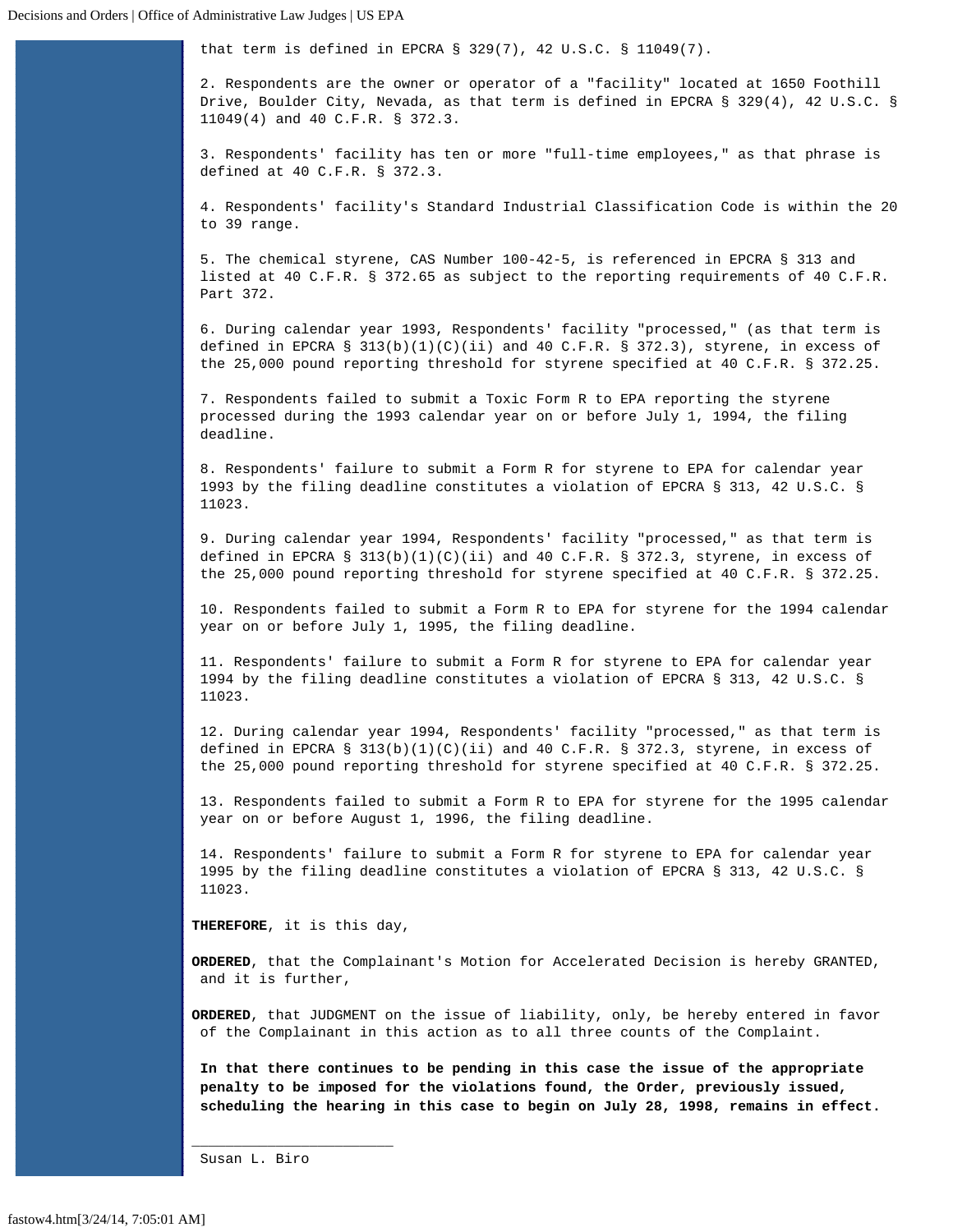that term is defined in EPCRA § 329(7), 42 U.S.C. § 11049(7).

2. Respondents are the owner or operator of a "facility" located at 1650 Foothill Drive, Boulder City, Nevada, as that term is defined in EPCRA § 329(4), 42 U.S.C. § 11049(4) and 40 C.F.R. § 372.3.

3. Respondents' facility has ten or more "full-time employees," as that phrase is defined at 40 C.F.R. § 372.3.

4. Respondents' facility's Standard Industrial Classification Code is within the 20 to 39 range.

5. The chemical styrene, CAS Number 100-42-5, is referenced in EPCRA § 313 and listed at 40 C.F.R. § 372.65 as subject to the reporting requirements of 40 C.F.R. Part 372.

6. During calendar year 1993, Respondents' facility "processed," (as that term is defined in EPCRA § 313(b)(1)(C)(ii) and 40 C.F.R. § 372.3), styrene, in excess of the 25,000 pound reporting threshold for styrene specified at 40 C.F.R. § 372.25.

7. Respondents failed to submit a Toxic Form R to EPA reporting the styrene processed during the 1993 calendar year on or before July 1, 1994, the filing deadline.

8. Respondents' failure to submit a Form R for styrene to EPA for calendar year 1993 by the filing deadline constitutes a violation of EPCRA § 313, 42 U.S.C. § 11023.

9. During calendar year 1994, Respondents' facility "processed," as that term is defined in EPCRA § 313(b)(1)(C)(ii) and 40 C.F.R. § 372.3, styrene, in excess of the 25,000 pound reporting threshold for styrene specified at 40 C.F.R. § 372.25.

10. Respondents failed to submit a Form R to EPA for styrene for the 1994 calendar year on or before July 1, 1995, the filing deadline.

11. Respondents' failure to submit a Form R for styrene to EPA for calendar year 1994 by the filing deadline constitutes a violation of EPCRA § 313, 42 U.S.C. § 11023.

12. During calendar year 1994, Respondents' facility "processed," as that term is defined in EPCRA § 313(b)(1)(C)(ii) and 40 C.F.R. § 372.3, styrene, in excess of the 25,000 pound reporting threshold for styrene specified at 40 C.F.R. § 372.25.

13. Respondents failed to submit a Form R to EPA for styrene for the 1995 calendar year on or before August 1, 1996, the filing deadline.

14. Respondents' failure to submit a Form R for styrene to EPA for calendar year 1995 by the filing deadline constitutes a violation of EPCRA § 313, 42 U.S.C. § 11023.

**THEREFORE**, it is this day,

**ORDERED**, that the Complainant's Motion for Accelerated Decision is hereby GRANTED, and it is further,

**ORDERED**, that JUDGMENT on the issue of liability, only, be hereby entered in favor of the Complainant in this action as to all three counts of the Complaint.

**In that there continues to be pending in this case the issue of the appropriate penalty to be imposed for the violations found, the Order, previously issued, scheduling the hearing in this case to begin on July 28, 1998, remains in effect.**

Susan L. Biro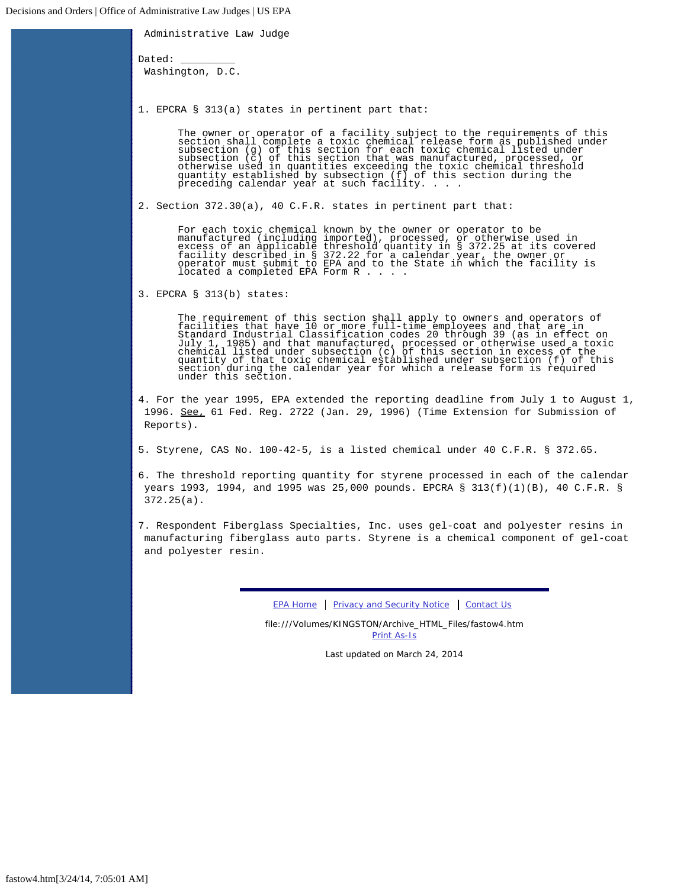Administrative Law Judge

Dated: \_\_\_\_\_\_\_\_\_
Washington, D.C.

1. EPCRA § 313(a) states in pertinent part that:

> The owner or operator of a facility subject to the requirements of this section shall complete a toxic chemical release form as published under subsection (g) of this section for each toxic chemical listed under subsection (c) of this section that was manufactured, processed, or otherwise used in quantities exceeding the toxic chemical threshold quantity established by subsection (f) of this section during the preceding calendar year at such facility. . . .

2. Section 372.30(a), 40 C.F.R. states in pertinent part that:

> For each toxic chemical known by the owner or operator to be manufactured (including imported), processed, or otherwise used in excess of an applicable threshold quantity in § 372.25 at its covered facility described in § 372.22 for a calendar year, the owner or operator must submit to EPA and to the State in which the facility is located a completed EPA Form R . . . .

3. EPCRA § 313(b) states:

> The requirement of this section shall apply to owners and operators of facilities that have 10 or more full-time employees and that are in Standard Industrial Classification codes 20 through 39 (as in effect on July 1, 1985) and that manufactured, processed or otherwise used a toxic chemical listed under subsection (c) of this section in excess of the quantity of that toxic chemical established under subsection (f) of this section during the calendar year for which a release form is required under this section.

4. For the year 1995, EPA extended the reporting deadline from July 1 to August 1, 1996. See, 61 Fed. Reg. 2722 (Jan. 29, 1996) (Time Extension for Submission of Reports).

5. Styrene, CAS No. 100-42-5, is a listed chemical under 40 C.F.R. § 372.65.

6. The threshold reporting quantity for styrene processed in each of the calendar years 1993, 1994, and 1995 was 25,000 pounds. EPCRA § 313(f)(1)(B), 40 C.F.R. § 372.25(a).

7. Respondent Fiberglass Specialties, Inc. uses gel-coat and polyester resins in manufacturing fiberglass auto parts. Styrene is a chemical component of gel-coat and polyester resin.